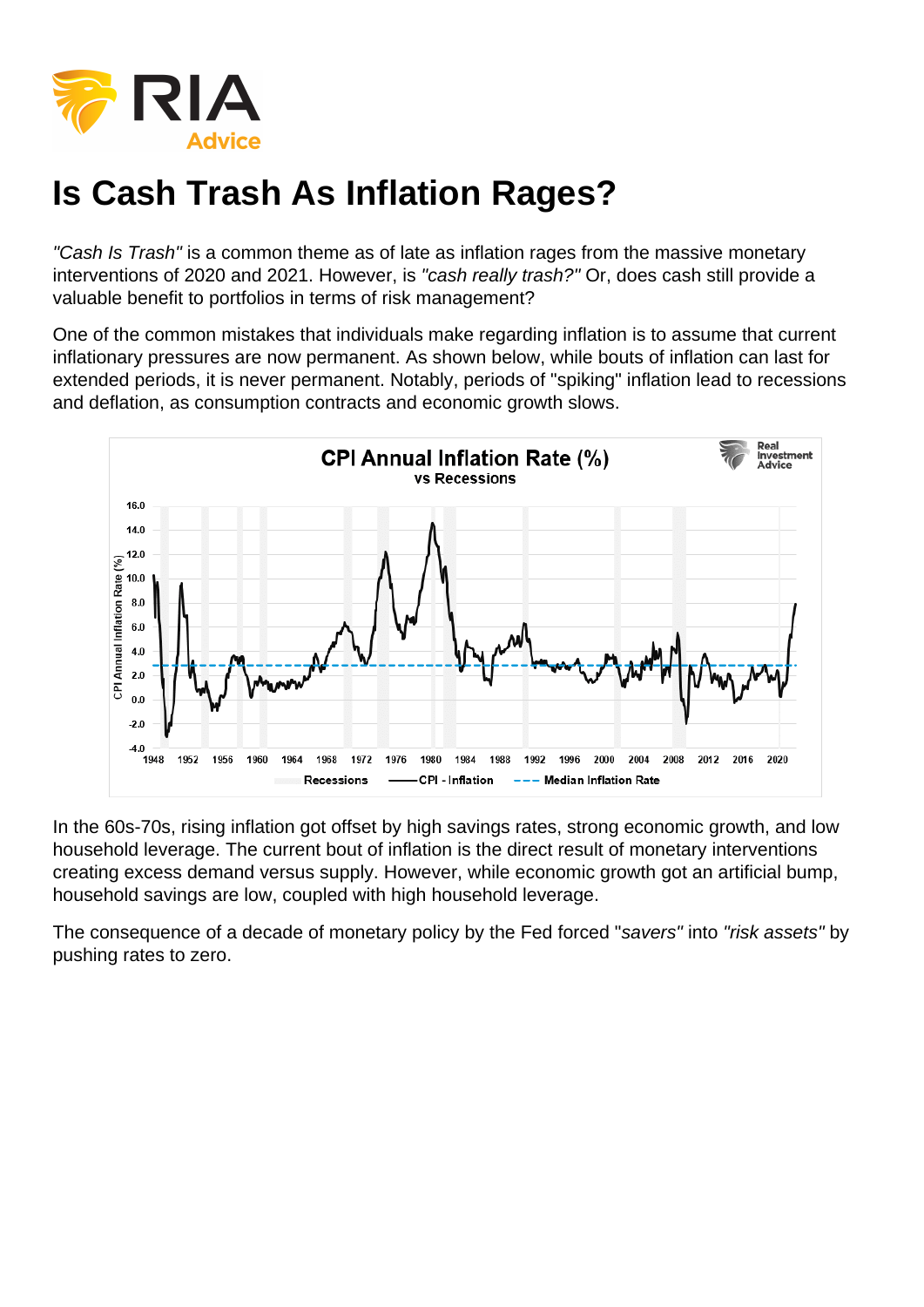# Is Cash Trash As Inflation Rages?

*"Cash Is Trash"* is a common theme as of late as inflation rages from the massive monetary interventions of 2020 and 2021. However, is *"cash really trash?"* Or, does cash still provide a valuable benefit to portfolios in terms of risk management?

One of the common mistakes that individuals make regarding inflation is to assume that current inflationary pressures are now permanent. As shown below, while bouts of inflation can last for extended periods, it is never permanent. Notably, periods of "spiking" inflation lead to recessions and deflation, as consumption contracts and economic growth slows.

In the 60s-70s, rising inflation got offset by high savings rates, strong economic growth, and low household leverage. The current bout of inflation is the direct result of monetary interventions creating excess demand versus supply. However, while economic growth got an artificial bump, household savings are low, coupled with high household leverage.

The consequence of a decade of monetary policy by the Fed forced "*savers*" into *"risk assets"* by pushing rates to zero.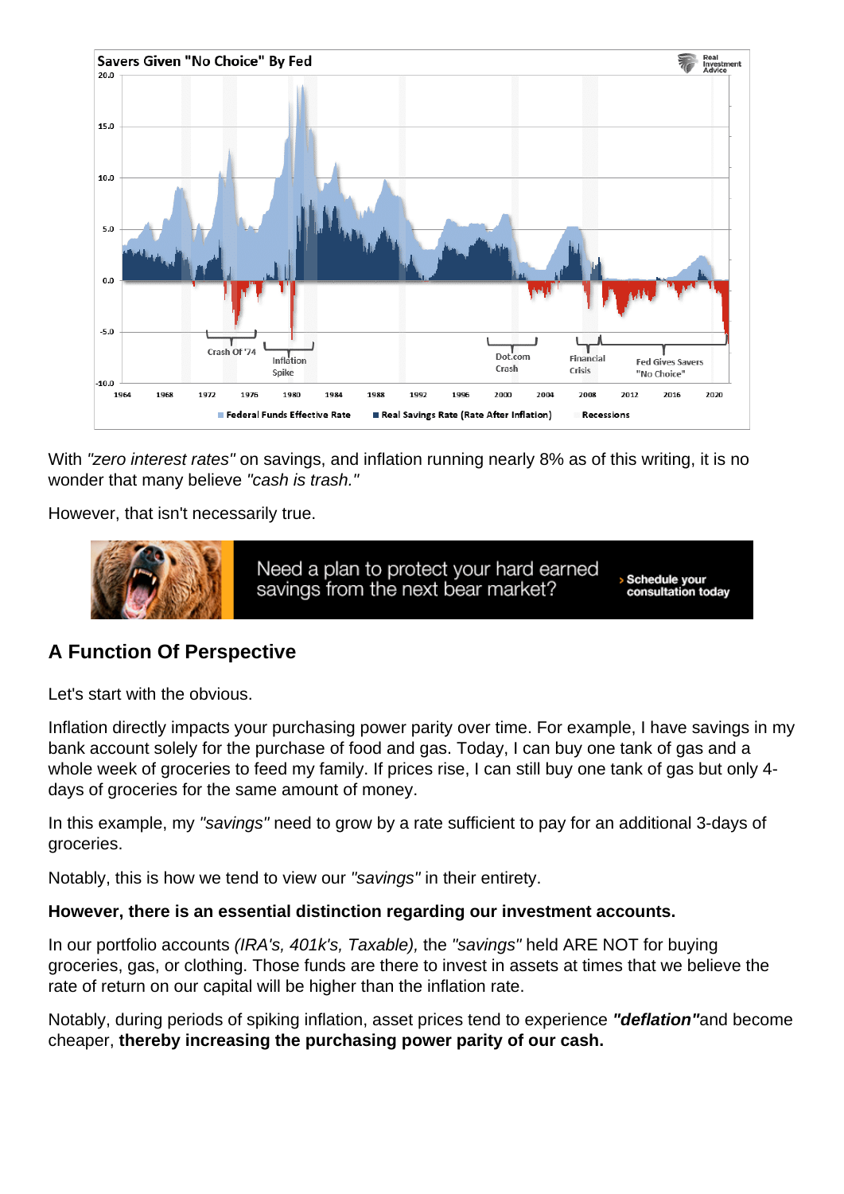With *"zero interest rates"* on savings, and inflation running nearly 8% as of this writing, it is no wonder that many believe *"cash is trash."*

However, that isn't necessarily true.

## A Function Of Perspective

Let's start with the obvious.

Inflation directly impacts your purchasing power parity over time. For example, I have savings in my bank account solely for the purchase of food and gas. Today, I can buy one tank of gas and a whole week of groceries to feed my family. If prices rise, I can still buy one tank of gas but only 4-days of groceries for the same amount of money.

In this example, my *"savings"* need to grow by a rate sufficient to pay for an additional 3-days of groceries.

Notably, this is how we tend to view our *"savings"* in their entirety.

**However, there is an essential distinction regarding our investment accounts.**

In our portfolio accounts *(IRA's, 401k's, Taxable),* the *"savings"* held ARE NOT for buying groceries, gas, or clothing. Those funds are there to invest in assets at times that we believe the rate of return on our capital will be higher than the inflation rate.

Notably, during periods of spiking inflation, asset prices tend to experience ***"deflation"***and become cheaper, **thereby increasing the purchasing power parity of our cash.**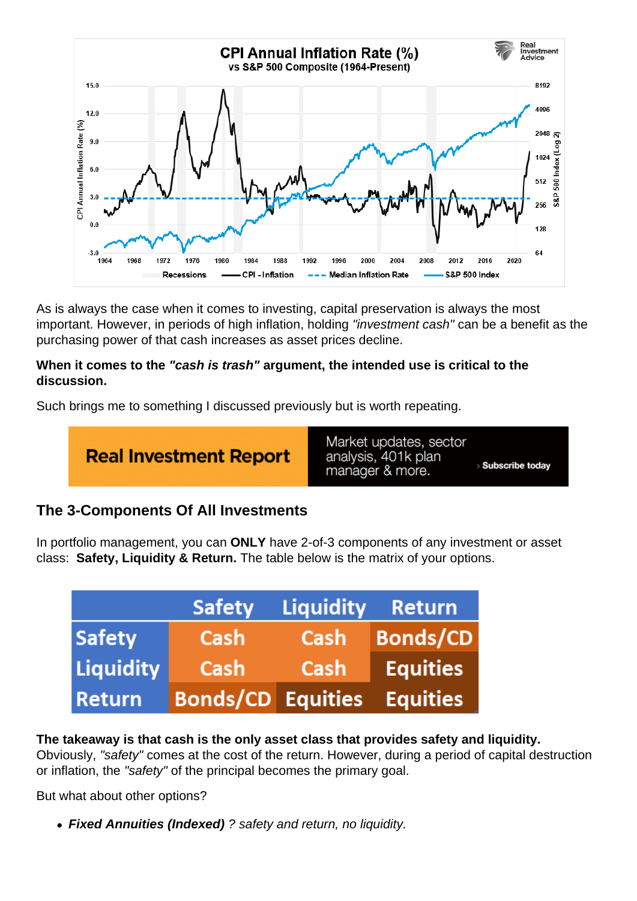As is always the case when it comes to investing, capital preservation is always the most important. However, in periods of high inflation, holding *"investment cash"* can be a benefit as the purchasing power of that cash increases as asset prices decline.

**When it comes to the *"cash is trash"* argument, the intended use is critical to the discussion.**

Such brings me to something I discussed previously but is worth repeating.

## The 3-Components Of All Investments

In portfolio management, you can **ONLY** have 2-of-3 components of any investment or asset class: **Safety, Liquidity & Return.** The table below is the matrix of your options.

| | Safety | Liquidity | Return |
|---|---|---|---|
| Safety | Cash | Cash | Bonds/CD |
| Liquidity | Cash | Cash | Equities |
| Return | Bonds/CD | Equities | Equities |

**The takeaway is that cash is the only asset class that provides safety and liquidity.** Obviously, *"safety"* comes at the cost of the return. However, during a period of capital destruction or inflation, the *"safety"* of the principal becomes the primary goal.

But what about other options?

- ***Fixed Annuities (Indexed)*** *? safety and return, no liquidity.*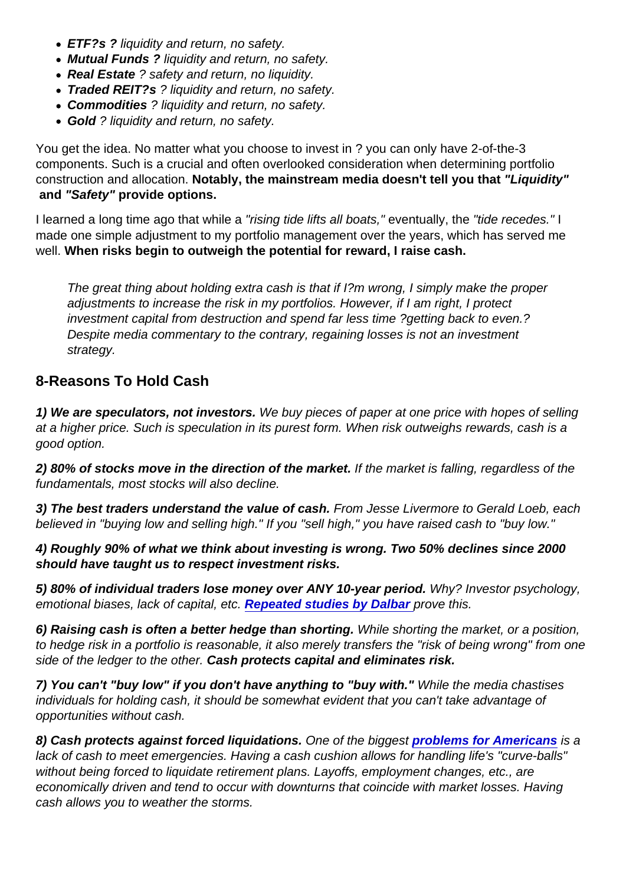- ***ETF?s ?*** *liquidity and return, no safety.*
- ***Mutual Funds ?*** *liquidity and return, no safety.*
- ***Real Estate*** *? safety and return, no liquidity.*
- ***Traded REIT?s*** *? liquidity and return, no safety.*
- ***Commodities*** *? liquidity and return, no safety.*
- ***Gold*** *? liquidity and return, no safety.*

You get the idea. No matter what you choose to invest in ? you can only have 2-of-the-3 components. Such is a crucial and often overlooked consideration when determining portfolio construction and allocation. **Notably, the mainstream media doesn't tell you that *"Liquidity"* and *"Safety"* provide options.**

I learned a long time ago that while a *"rising tide lifts all boats,"* eventually, the *"tide recedes."* I made one simple adjustment to my portfolio management over the years, which has served me well. **When risks begin to outweigh the potential for reward, I raise cash.**

> *The great thing about holding extra cash is that if I?m wrong, I simply make the proper adjustments to increase the risk in my portfolios. However, if I am right, I protect investment capital from destruction and spend far less time ?getting back to even.? Despite media commentary to the contrary, regaining losses is not an investment strategy.*

## 8-Reasons To Hold Cash

***1) We are speculators, not investors.*** *We buy pieces of paper at one price with hopes of selling at a higher price. Such is speculation in its purest form. When risk outweighs rewards, cash is a good option.*

***2) 80% of stocks move in the direction of the market.*** *If the market is falling, regardless of the fundamentals, most stocks will also decline.*

***3) The best traders understand the value of cash.*** *From Jesse Livermore to Gerald Loeb, each believed in "buying low and selling high." If you "sell high," you have raised cash to "buy low."*

***4) Roughly 90% of what we think about investing is wrong. Two 50% declines since 2000 should have taught us to respect investment risks.***

***5) 80% of individual traders lose money over ANY 10-year period.*** *Why? Investor psychology, emotional biases, lack of capital, etc.* ***Repeated studies by Dalbar*** *prove this.*

***6) Raising cash is often a better hedge than shorting.*** *While shorting the market, or a position, to hedge risk in a portfolio is reasonable, it also merely transfers the "risk of being wrong" from one side of the ledger to the other.* ***Cash protects capital and eliminates risk.***

***7) You can't "buy low" if you don't have anything to "buy with."*** *While the media chastises individuals for holding cash, it should be somewhat evident that you can't take advantage of opportunities without cash.*

***8) Cash protects against forced liquidations.*** *One of the biggest* ***problems for Americans*** *is a lack of cash to meet emergencies. Having a cash cushion allows for handling life's "curve-balls" without being forced to liquidate retirement plans. Layoffs, employment changes, etc., are economically driven and tend to occur with downturns that coincide with market losses. Having cash allows you to weather the storms.*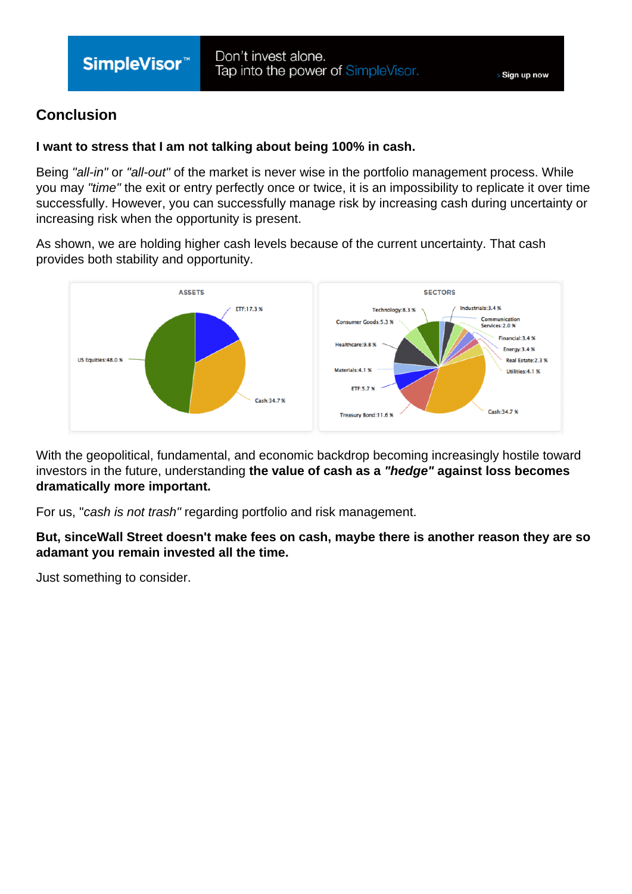SimpleVisor™

Don't invest alone.
Tap into the power of SimpleVisor.

› Sign up now

## Conclusion

**I want to stress that I am not talking about being 100% in cash.**

Being *"all-in"* or *"all-out"* of the market is never wise in the portfolio management process. While you may *"time"* the exit or entry perfectly once or twice, it is an impossibility to replicate it over time successfully. However, you can successfully manage risk by increasing cash during uncertainty or increasing risk when the opportunity is present.

As shown, we are holding higher cash levels because of the current uncertainty. That cash provides both stability and opportunity.

ASSETS

ETF:17.3 %

US Equities:48.0 %

Cash:34.7 %

SECTORS

Technology:8.3 %

Industrials:3.4 %

Consumer Goods:5.3 %

Communication Services:2.0 %

Healthcare:9.8 %

Financial:3.4 %

Energy:3.4 %

Real Estate:2.3 %

Materials:4.1 %

Utilities:4.1 %

ETF:5.7 %

Treasury Bond:11.6 %

Cash:34.7 %

With the geopolitical, fundamental, and economic backdrop becoming increasingly hostile toward investors in the future, understanding **the value of cash as a *"hedge"* against loss becomes dramatically more important.**

For us, "*cash is not trash"* regarding portfolio and risk management.

**But, sinceWall Street doesn't make fees on cash, maybe there is another reason they are so adamant you remain invested all the time.**

Just something to consider.